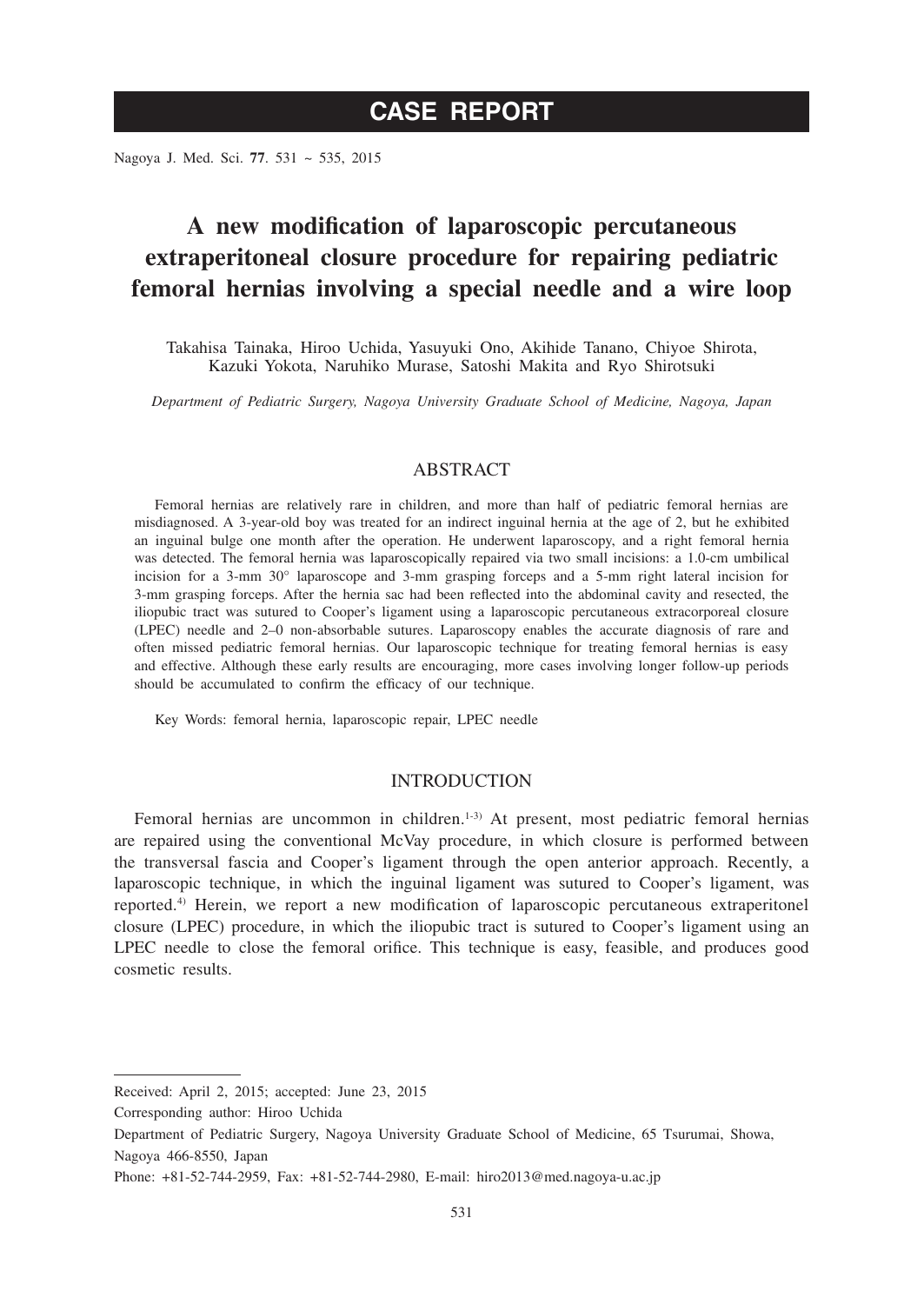# CASE REPORT

# A new modification of laparoscopic percutaneous extraperitoneal closure procedure for repairing pediatric femoral hernias involving a special needle and a wire loop

Takahisa Tainaka, Hiroo Uchida, Yasuyuki Ono, Akihide Tanano, Chiyoe Shirota, Kazuki Yokota, Naruhiko Murase, Satoshi Makita and Ryo Shirotsuki

*Department of Pediatric Surgery, Nagoya University Graduate School of Medicine, Nagoya, Japan*

## ABSTRACT

Femoral hernias are relatively rare in children, and more than half of pediatric femoral hernias are misdiagnosed. A 3-year-old boy was treated for an indirect inguinal hernia at the age of 2, but he exhibited an inguinal bulge one month after the operation. He underwent laparoscopy, and a right femoral hernia was detected. The femoral hernia was laparoscopically repaired via two small incisions: a 1.0-cm umbilical incision for a 3-mm 30° laparoscope and 3-mm grasping forceps and a 5-mm right lateral incision for 3-mm grasping forceps. After the hernia sac had been reflected into the abdominal cavity and resected, the iliopubic tract was sutured to Cooper's ligament using a laparoscopic percutaneous extracorporeal closure (LPEC) needle and 2–0 non-absorbable sutures. Laparoscopy enables the accurate diagnosis of rare and often missed pediatric femoral hernias. Our laparoscopic technique for treating femoral hernias is easy and effective. Although these early results are encouraging, more cases involving longer follow-up periods should be accumulated to confirm the efficacy of our technique.

Key Words: femoral hernia, laparoscopic repair, LPEC needle

## INTRODUCTION

Femoral hernias are uncommon in children.[1-3] At present, most pediatric femoral hernias are repaired using the conventional McVay procedure, in which closure is performed between the transversal fascia and Cooper's ligament through the open anterior approach. Recently, a laparoscopic technique, in which the inguinal ligament was sutured to Cooper's ligament, was reported.[4] Herein, we report a new modification of laparoscopic percutaneous extraperitonel closure (LPEC) procedure, in which the iliopubic tract is sutured to Cooper's ligament using an LPEC needle to close the femoral orifice. This technique is easy, feasible, and produces good cosmetic results.

---

Received: April 2, 2015; accepted: June 23, 2015

Corresponding author: Hiroo Uchida

Department of Pediatric Surgery, Nagoya University Graduate School of Medicine, 65 Tsurumai, Showa, Nagoya 466-8550, Japan

Phone: +81-52-744-2959, Fax: +81-52-744-2980, E-mail: hiro2013@med.nagoya-u.ac.jp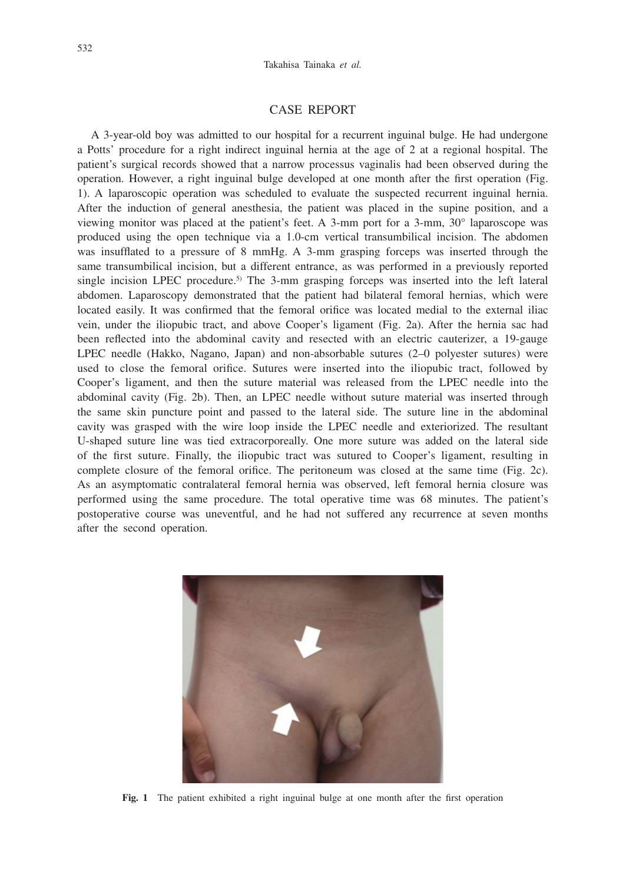## CASE REPORT

A 3-year-old boy was admitted to our hospital for a recurrent inguinal bulge. He had undergone a Potts' procedure for a right indirect inguinal hernia at the age of 2 at a regional hospital. The patient's surgical records showed that a narrow processus vaginalis had been observed during the operation. However, a right inguinal bulge developed at one month after the first operation (Fig. 1). A laparoscopic operation was scheduled to evaluate the suspected recurrent inguinal hernia. After the induction of general anesthesia, the patient was placed in the supine position, and a viewing monitor was placed at the patient's feet. A 3-mm port for a 3-mm, 30° laparoscope was produced using the open technique via a 1.0-cm vertical transumbilical incision. The abdomen was insufflated to a pressure of 8 mmHg. A 3-mm grasping forceps was inserted through the same transumbilical incision, but a different entrance, as was performed in a previously reported single incision LPEC procedure.[5] The 3-mm grasping forceps was inserted into the left lateral abdomen. Laparoscopy demonstrated that the patient had bilateral femoral hernias, which were located easily. It was confirmed that the femoral orifice was located medial to the external iliac vein, under the iliopubic tract, and above Cooper's ligament (Fig. 2a). After the hernia sac had been reflected into the abdominal cavity and resected with an electric cauterizer, a 19-gauge LPEC needle (Hakko, Nagano, Japan) and non-absorbable sutures (2–0 polyester sutures) were used to close the femoral orifice. Sutures were inserted into the iliopubic tract, followed by Cooper's ligament, and then the suture material was released from the LPEC needle into the abdominal cavity (Fig. 2b). Then, an LPEC needle without suture material was inserted through the same skin puncture point and passed to the lateral side. The suture line in the abdominal cavity was grasped with the wire loop inside the LPEC needle and exteriorized. The resultant U-shaped suture line was tied extracorporeally. One more suture was added on the lateral side of the first suture. Finally, the iliopubic tract was sutured to Cooper's ligament, resulting in complete closure of the femoral orifice. The peritoneum was closed at the same time (Fig. 2c). As an asymptomatic contralateral femoral hernia was observed, left femoral hernia closure was performed using the same procedure. The total operative time was 68 minutes. The patient's postoperative course was uneventful, and he had not suffered any recurrence at seven months after the second operation.

**Fig. 1** The patient exhibited a right inguinal bulge at one month after the first operation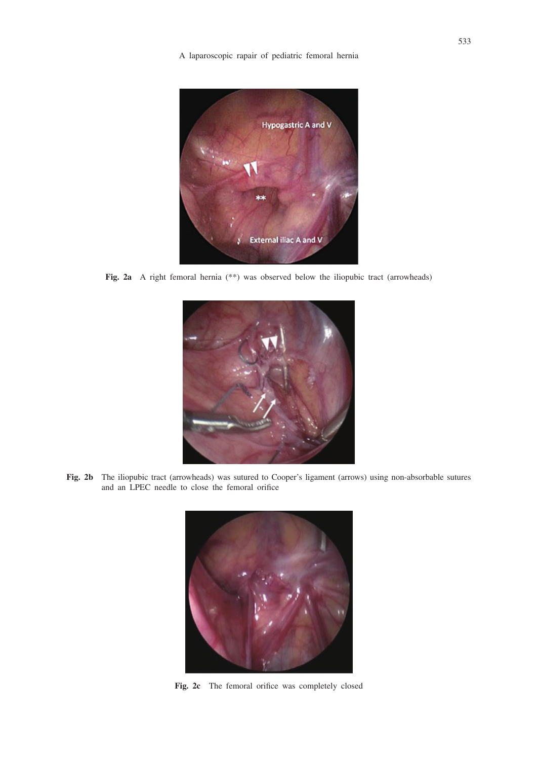Fig. 2a A right femoral hernia (**) was observed below the iliopubic tract (arrowheads)

Fig. 2b The iliopubic tract (arrowheads) was sutured to Cooper's ligament (arrows) using non-absorbable sutures and an LPEC needle to close the femoral orifice

Fig. 2c The femoral orifice was completely closed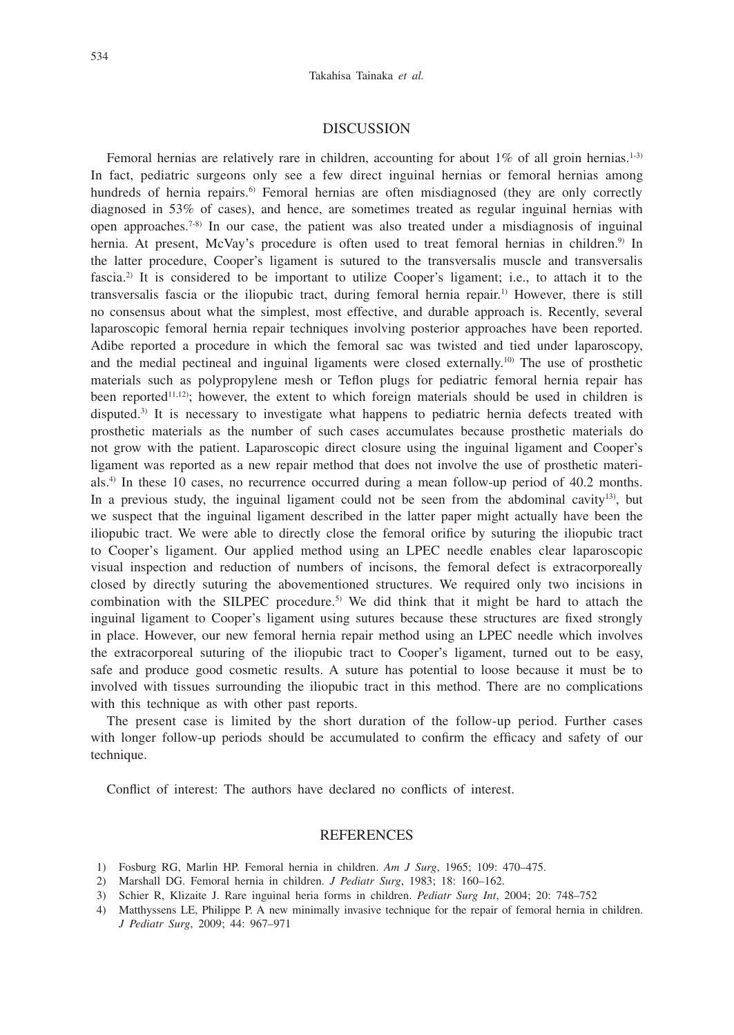## DISCUSSION

Femoral hernias are relatively rare in children, accounting for about 1% of all groin hernias.[1-3] In fact, pediatric surgeons only see a few direct inguinal hernias or femoral hernias among hundreds of hernia repairs.[6] Femoral hernias are often misdiagnosed (they are only correctly diagnosed in 53% of cases), and hence, are sometimes treated as regular inguinal hernias with open approaches.[7-8] In our case, the patient was also treated under a misdiagnosis of inguinal hernia. At present, McVay's procedure is often used to treat femoral hernias in children.[9] In the latter procedure, Cooper's ligament is sutured to the transversalis muscle and transversalis fascia.[2] It is considered to be important to utilize Cooper's ligament; i.e., to attach it to the transversalis fascia or the iliopubic tract, during femoral hernia repair.[1] However, there is still no consensus about what the simplest, most effective, and durable approach is. Recently, several laparoscopic femoral hernia repair techniques involving posterior approaches have been reported. Adibe reported a procedure in which the femoral sac was twisted and tied under laparoscopy, and the medial pectineal and inguinal ligaments were closed externally.[10] The use of prosthetic materials such as polypropylene mesh or Teflon plugs for pediatric femoral hernia repair has been reported[11,12]; however, the extent to which foreign materials should be used in children is disputed.[3] It is necessary to investigate what happens to pediatric hernia defects treated with prosthetic materials as the number of such cases accumulates because prosthetic materials do not grow with the patient. Laparoscopic direct closure using the inguinal ligament and Cooper's ligament was reported as a new repair method that does not involve the use of prosthetic materials.[4] In these 10 cases, no recurrence occurred during a mean follow-up period of 40.2 months. In a previous study, the inguinal ligament could not be seen from the abdominal cavity[13], but we suspect that the inguinal ligament described in the latter paper might actually have been the iliopubic tract. We were able to directly close the femoral orifice by suturing the iliopubic tract to Cooper's ligament. Our applied method using an LPEC needle enables clear laparoscopic visual inspection and reduction of numbers of incisons, the femoral defect is extracorporeally closed by directly suturing the abovementioned structures. We required only two incisions in combination with the SILPEC procedure.[5] We did think that it might be hard to attach the inguinal ligament to Cooper's ligament using sutures because these structures are fixed strongly in place. However, our new femoral hernia repair method using an LPEC needle which involves the extracorporeal suturing of the iliopubic tract to Cooper's ligament, turned out to be easy, safe and produce good cosmetic results. A suture has potential to loose because it must be to involved with tissues surrounding the iliopubic tract in this method. There are no complications with this technique as with other past reports.

The present case is limited by the short duration of the follow-up period. Further cases with longer follow-up periods should be accumulated to confirm the efficacy and safety of our technique.

Conflict of interest: The authors have declared no conflicts of interest.

## REFERENCES

1) Fosburg RG, Marlin HP. Femoral hernia in children. *Am J Surg*, 1965; 109: 470–475.
2) Marshall DG. Femoral hernia in children. *J Pediatr Surg*, 1983; 18: 160–162.
3) Schier R, Klizaite J. Rare inguinal heria forms in children. *Pediatr Surg Int*, 2004; 20: 748–752
4) Matthyssens LE, Philippe P. A new minimally invasive technique for the repair of femoral hernia in children. *J Pediatr Surg*, 2009; 44: 967–971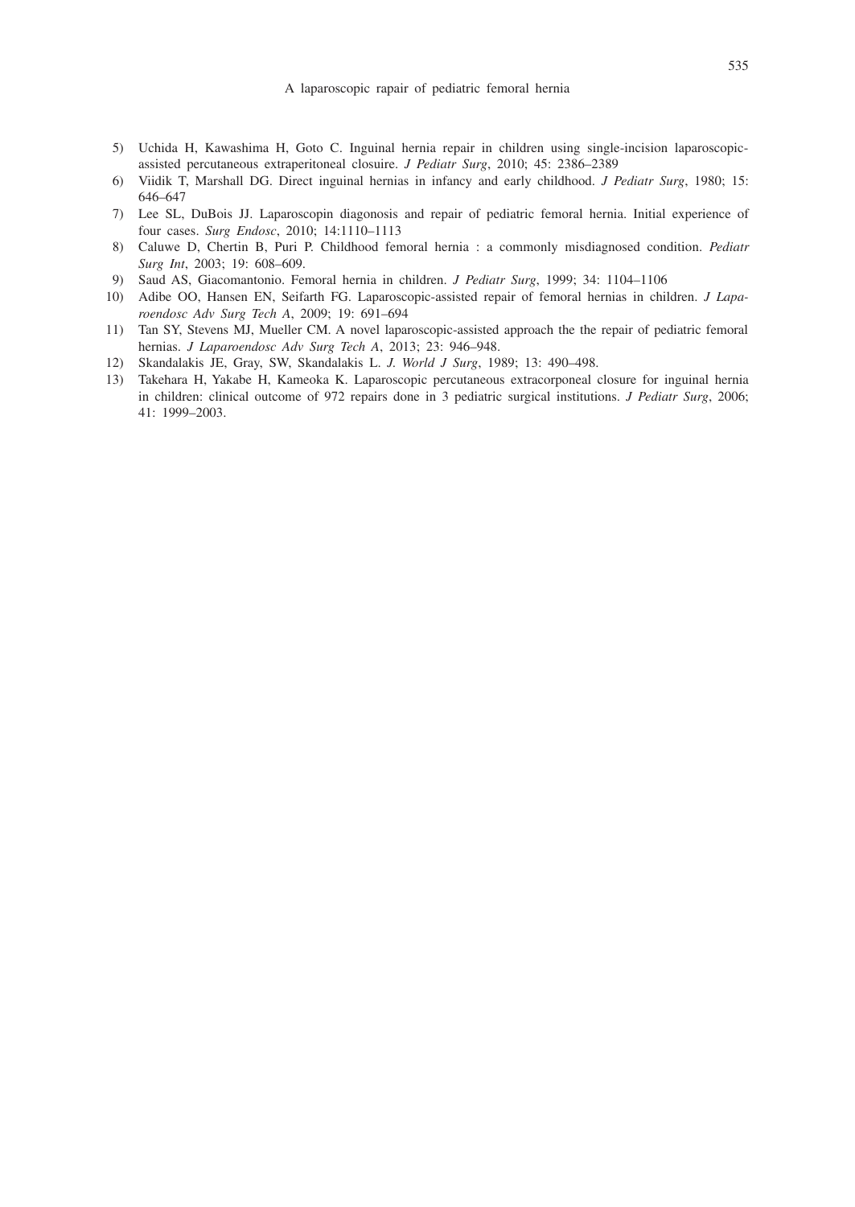5) Uchida H, Kawashima H, Goto C. Inguinal hernia repair in children using single-incision laparoscopic-assisted percutaneous extraperitoneal closuire. *J Pediatr Surg*, 2010; 45: 2386–2389
6) Viidik T, Marshall DG. Direct inguinal hernias in infancy and early childhood. *J Pediatr Surg*, 1980; 15: 646–647
7) Lee SL, DuBois JJ. Laparoscopin diagonosis and repair of pediatric femoral hernia. Initial experience of four cases. *Surg Endosc*, 2010; 14:1110–1113
8) Caluwe D, Chertin B, Puri P. Childhood femoral hernia : a commonly misdiagnosed condition. *Pediatr Surg Int*, 2003; 19: 608–609.
9) Saud AS, Giacomantonio. Femoral hernia in children. *J Pediatr Surg*, 1999; 34: 1104–1106
10) Adibe OO, Hansen EN, Seifarth FG. Laparoscopic-assisted repair of femoral hernias in children. *J Laparoendosc Adv Surg Tech A*, 2009; 19: 691–694
11) Tan SY, Stevens MJ, Mueller CM. A novel laparoscopic-assisted approach the the repair of pediatric femoral hernias. *J Laparoendosc Adv Surg Tech A*, 2013; 23: 946–948.
12) Skandalakis JE, Gray, SW, Skandalakis L. *J. World J Surg*, 1989; 13: 490–498.
13) Takehara H, Yakabe H, Kameoka K. Laparoscopic percutaneous extracorponeal closure for inguinal hernia in children: clinical outcome of 972 repairs done in 3 pediatric surgical institutions. *J Pediatr Surg*, 2006; 41: 1999–2003.